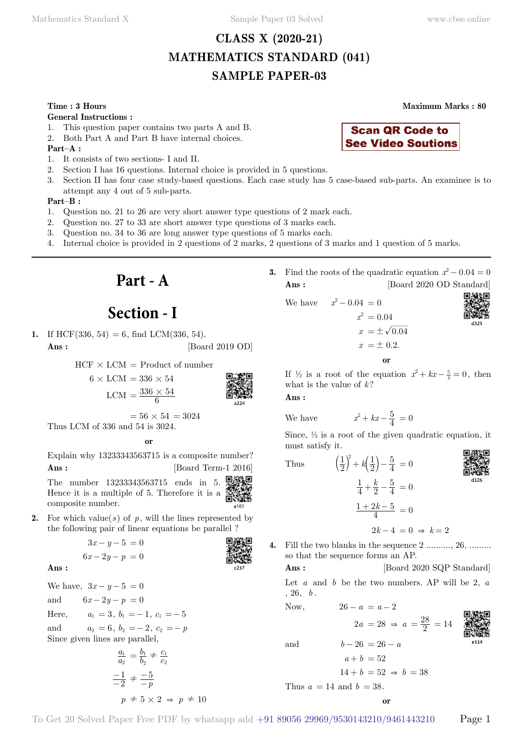# CLASS X (2020-21)
# MATHEMATICS STANDARD (041)
# SAMPLE PAPER-03

**Time : 3 Hours** **Maximum Marks : 80**

**General Instructions :**

1. This question paper contains two parts A and B.
2. Both Part A and Part B have internal choices.

**Scan QR Code to See Video Soutions**

**Part–A :**

1. It consists of two sections- I and II.
2. Section I has 16 questions. Internal choice is provided in 5 questions.
3. Section II has four case study-based questions. Each case study has 5 case-based sub-parts. An examinee is to attempt any 4 out of 5 sub-parts.

**Part–B :**

1. Question no. 21 to 26 are very short answer type questions of 2 mark each.
2. Question no. 27 to 33 are short answer type questions of 3 marks each.
3. Question no. 34 to 36 are long answer type questions of 5 marks each.
4. Internal choice is provided in 2 questions of 2 marks, 2 questions of 3 marks and 1 question of 5 marks.

---

# Part - A

## Section - I

**1.** If HCF(336, 54) = 6, find LCM(336, 54).

**Ans :** [Board 2019 OD]

$$\text{HCF} \times \text{LCM} = \text{Product of number}$$

$$6 \times \text{LCM} = 336 \times 54$$

$$\text{LCM} = \frac{336 \times 54}{6}$$

$$= 56 \times 54 = 3024$$

Thus LCM of 336 and 54 is 3024.

**or**

Explain why 13233343563715 is a composite number?

**Ans :** [Board Term-1 2016]

The number 13233343563715 ends in 5. Hence it is a multiple of 5. Therefore it is a composite number.

**2.** For which value($s$) of $p$, will the lines represented by the following pair of linear equations be parallel ?

$$3x - y - 5 = 0$$

$$6x - 2y - p = 0$$

**Ans :**

We have, $3x - y - 5 = 0$

and $6x - 2y - p = 0$

Here, $a_1 = 3,\ b_1 = -1,\ c_1 = -5$

and $a_2 = 6,\ b_2 = -2,\ c_2 = -p$

Since given lines are parallel,

$$\frac{a_1}{a_2} = \frac{b_1}{b_2} \neq \frac{c_1}{c_2}$$

$$\frac{-1}{-2} \neq \frac{-5}{-p}$$

$$p \neq 5 \times 2 \Rightarrow p \neq 10$$

**3.** Find the roots of the quadratic equation $x^2 - 0.04 = 0$

**Ans :** [Board 2020 OD Standard]

We have $x^2 - 0.04 = 0$

$$x^2 = 0.04$$

$$x = \pm\sqrt{0.04}$$

$$x = \pm 0.2.$$

**or**

If ½ is a root of the equation $x^2 + kx - \frac{5}{4} = 0$, then what is the value of $k$?

**Ans :**

We have $x^2 + kx - \frac{5}{4} = 0$

Since, ½ is a root of the given quadratic equation, it must satisfy it.

Thus
$$\left(\frac{1}{2}\right)^2 + k\left(\frac{1}{2}\right) - \frac{5}{4} = 0$$

$$\frac{1}{4} + \frac{k}{2} - \frac{5}{4} = 0$$

$$\frac{1 + 2k - 5}{4} = 0$$

$$2k - 4 = 0 \Rightarrow k = 2$$

**4.** Fill the two blanks in the sequence 2 .........., 26, ......... so that the sequence forms an AP.

**Ans :** [Board 2020 SQP Standard]

Let $a$ and $b$ be the two numbers. AP will be 2, $a$, 26, $b$.

Now,
$$26 - a = a - 2$$

$$2a = 28 \Rightarrow a = \frac{28}{2} = 14$$

and
$$b - 26 = 26 - a$$

$$a + b = 52$$

$$14 + b = 52 \Rightarrow b = 38$$

Thus $a = 14$ and $b = 38$.

**or**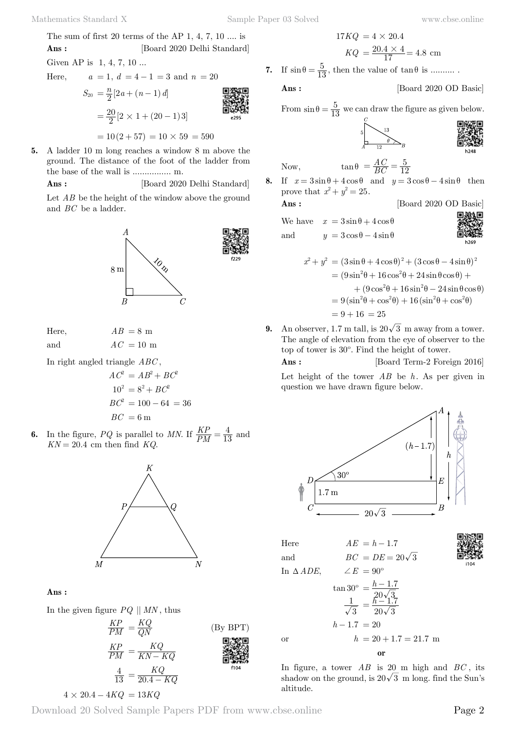The sum of first 20 terms of the AP 1, 4, 7, 10 .... is

**Ans :** [Board 2020 Delhi Standard]

Given AP is 1, 4, 7, 10 ...

Here, $a = 1$, $d = 4 - 1 = 3$ and $n = 20$

$$S_{20} = \frac{n}{2}[2a + (n-1)d]$$

$$= \frac{20}{2}[2 \times 1 + (20-1)3]$$

$$= 10(2 + 57) = 10 \times 59 = 590$$

**5.** A ladder 10 m long reaches a window 8 m above the ground. The distance of the foot of the ladder from the base of the wall is ................ m.

**Ans :** [Board 2020 Delhi Standard]

Let $AB$ be the height of the window above the ground and $BC$ be a ladder.

Here, $AB = 8$ m

and $AC = 10$ m

In right angled triangle $ABC$,

$$AC^2 = AB^2 + BC^2$$

$$10^2 = 8^2 + BC^2$$

$$BC^2 = 100 - 64 = 36$$

$$BC = 6 \text{ m}$$

**6.** In the figure, $PQ$ is parallel to $MN$. If $\frac{KP}{PM} = \frac{4}{13}$ and $KN = 20.4$ cm then find $KQ$.

**Ans :**

In the given figure $PQ \parallel MN$, thus

$$\frac{KP}{PM} = \frac{KQ}{QN} \quad \text{(By BPT)}$$

$$\frac{KP}{PM} = \frac{KQ}{KN - KQ}$$

$$\frac{4}{13} = \frac{KQ}{20.4 - KQ}$$

$$4 \times 20.4 - 4KQ = 13KQ$$

$$17KQ = 4 \times 20.4$$

$$KQ = \frac{20.4 \times 4}{17} = 4.8 \text{ cm}$$

**7.** If $\sin\theta = \frac{5}{13}$, then the value of $\tan\theta$ is .......... .

**Ans :** [Board 2020 OD Basic]

From $\sin\theta = \frac{5}{13}$ we can draw the figure as given below.

Now, $\tan\theta = \frac{AC}{BC} = \frac{5}{12}$

**8.** If $x = 3\sin\theta + 4\cos\theta$ and $y = 3\cos\theta - 4\sin\theta$ then prove that $x^2 + y^2 = 25$.

**Ans :** [Board 2020 OD Basic]

We have $x = 3\sin\theta + 4\cos\theta$

and $y = 3\cos\theta - 4\sin\theta$

$$x^2 + y^2 = (3\sin\theta + 4\cos\theta)^2 + (3\cos\theta - 4\sin\theta)^2$$

$$= (9\sin^2\theta + 16\cos^2\theta + 24\sin\theta\cos\theta) +$$

$$+ (9\cos^2\theta + 16\sin^2\theta - 24\sin\theta\cos\theta)$$

$$= 9(\sin^2\theta + \cos^2\theta) + 16(\sin^2\theta + \cos^2\theta)$$

$$= 9 + 16 = 25$$

**9.** An observer, 1.7 m tall, is $20\sqrt{3}$ m away from a tower. The angle of elevation from the eye of observer to the top of tower is $30^\circ$. Find the height of tower.

**Ans :** [Board Term-2 Foreign 2016]

Let height of the tower $AB$ be $h$. As per given in question we have drawn figure below.

Here $AE = h - 1.7$

and $BC = DE = 20\sqrt{3}$

In $\Delta ADE$, $\angle E = 90^\circ$

$$\tan 30^\circ = \frac{h - 1.7}{20\sqrt{3}}$$

$$\frac{1}{\sqrt{3}} = \frac{h - 1.7}{20\sqrt{3}}$$

$$h - 1.7 = 20$$

or $h = 20 + 1.7 = 21.7$ m

**or**

In figure, a tower $AB$ is 20 m high and $BC$, its shadow on the ground, is $20\sqrt{3}$ m long. find the Sun's altitude.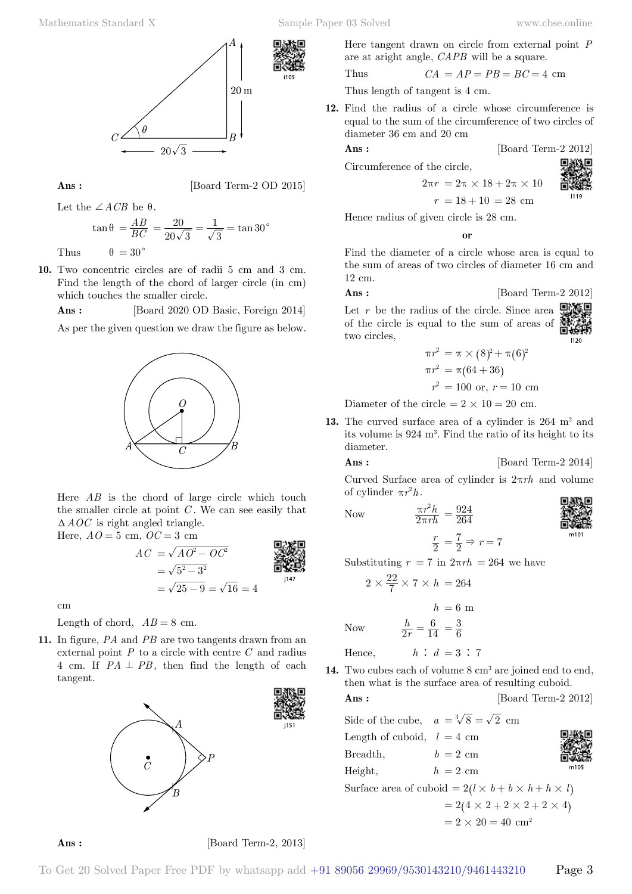**Ans :** [Board Term-2 OD 2015]

Let the $\angle ACB$ be $\theta$.

$$\tan\theta = \frac{AB}{BC} = \frac{20}{20\sqrt{3}} = \frac{1}{\sqrt{3}} = \tan 30^\circ$$

Thus $\theta = 30^\circ$

**10.** Two concentric circles are of radii 5 cm and 3 cm. Find the length of the chord of larger circle (in cm) which touches the smaller circle.

**Ans :** [Board 2020 OD Basic, Foreign 2014]

As per the given question we draw the figure as below.

Here $AB$ is the chord of large circle which touch the smaller circle at point $C$. We can see easily that $\Delta AOC$ is right angled triangle.

Here, $AO = 5$ cm, $OC = 3$ cm

$$AC = \sqrt{AO^2 - OC^2} = \sqrt{5^2 - 3^2} = \sqrt{25-9} = \sqrt{16} = 4$$

cm

Length of chord, $AB = 8$ cm.

**11.** In figure, $PA$ and $PB$ are two tangents drawn from an external point $P$ to a circle with centre $C$ and radius 4 cm. If $PA \perp PB$, then find the length of each tangent.

**Ans :** [Board Term-2, 2013]

Here tangent drawn on circle from external point $P$ are at aright angle, $CAPB$ will be a square.

Thus $CA = AP = PB = BC = 4$ cm

Thus length of tangent is 4 cm.

**12.** Find the radius of a circle whose circumference is equal to the sum of the circumference of two circles of diameter 36 cm and 20 cm

**Ans :** [Board Term-2 2012]

Circumference of the circle,

$$2\pi r = 2\pi \times 18 + 2\pi \times 10$$

$$r = 18 + 10 = 28 \text{ cm}$$

Hence radius of given circle is 28 cm.

**or**

Find the diameter of a circle whose area is equal to the sum of areas of two circles of diameter 16 cm and 12 cm.

**Ans :** [Board Term-2 2012]

Let $r$ be the radius of the circle. Since area of the circle is equal to the sum of areas of two circles,

$$\pi r^2 = \pi \times (8)^2 + \pi(6)^2$$

$$\pi r^2 = \pi(64 + 36)$$

$$r^2 = 100 \text{ or, } r = 10 \text{ cm}$$

Diameter of the circle $= 2 \times 10 = 20$ cm.

**13.** The curved surface area of a cylinder is 264 m$^2$ and its volume is 924 m$^3$. Find the ratio of its height to its diameter.

**Ans :** [Board Term-2 2014]

Curved Surface area of cylinder is $2\pi rh$ and volume of cylinder $\pi r^2 h$.

Now $$\frac{\pi r^2 h}{2\pi rh} = \frac{924}{264}$$

$$\frac{r}{2} = \frac{7}{2} \Rightarrow r = 7$$

Substituting $r = 7$ in $2\pi rh = 264$ we have

$$2 \times \frac{22}{7} \times 7 \times h = 264$$

$$h = 6 \text{ m}$$

Now $$\frac{h}{2r} = \frac{6}{14} = \frac{3}{6}$$

Hence, $h : d = 3 : 7$

**14.** Two cubes each of volume 8 cm$^3$ are joined end to end, then what is the surface area of resulting cuboid.

**Ans :** [Board Term-2 2012]

Side of the cube, $a = \sqrt[3]{8} = \sqrt{2}$ cm

Length of cuboid, $l = 4$ cm

Breadth, $b = 2$ cm

Height, $h = 2$ cm

Surface area of cuboid $= 2(l \times b + b \times h + h \times l)$

$$= 2(4 \times 2 + 2 \times 2 + 2 \times 4)$$

$$= 2 \times 20 = 40 \text{ cm}^2$$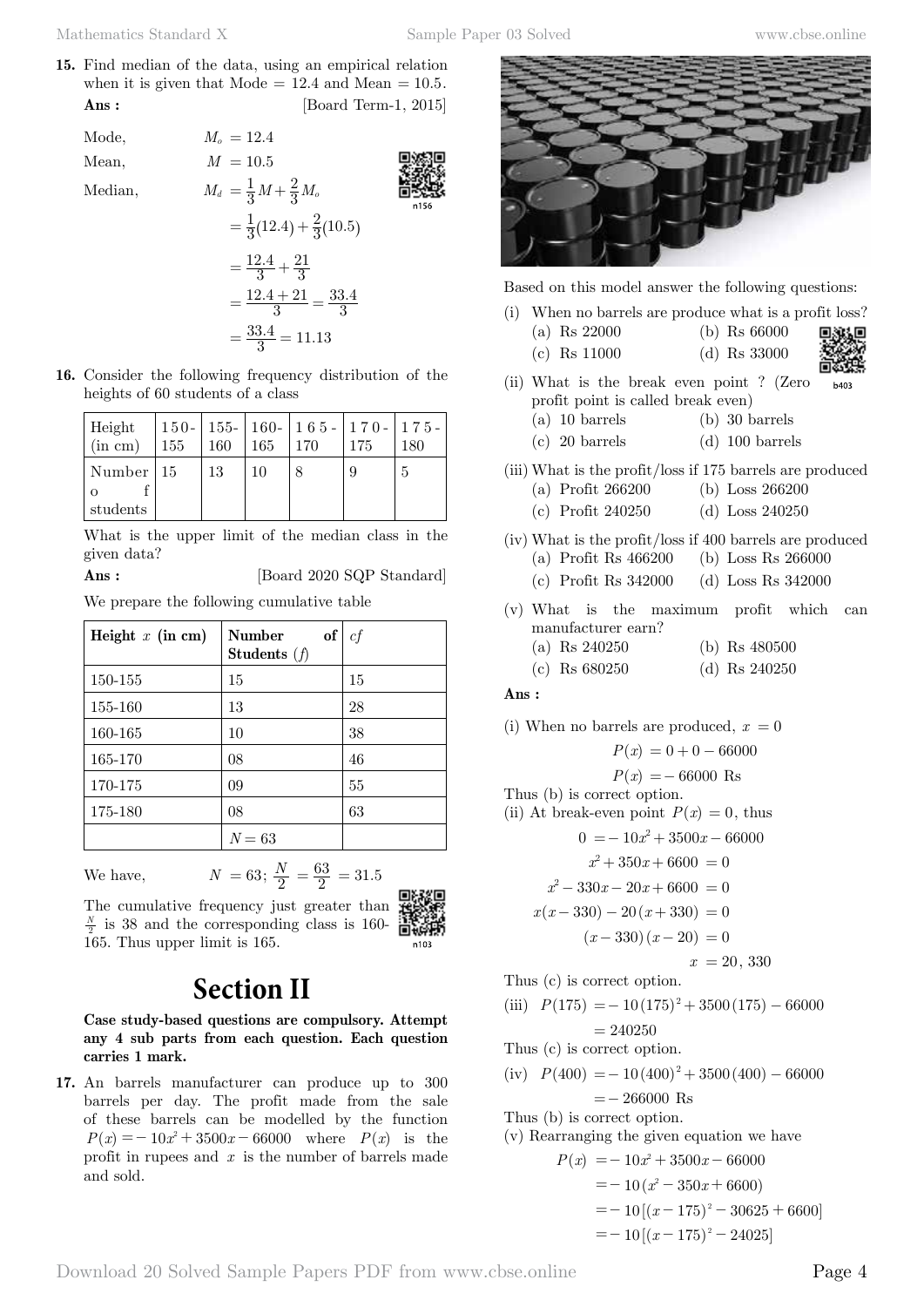**15.** Find median of the data, using an empirical relation when it is given that Mode $= 12.4$ and Mean $= 10.5$.

**Ans :** [Board Term-1, 2015]

Mode, $M_o = 12.4$

Mean, $M = 10.5$

Median,

$$M_d = \frac{1}{3}M + \frac{2}{3}M_o$$

$$= \frac{1}{3}(12.4) + \frac{2}{3}(10.5)$$

$$= \frac{12.4}{3} + \frac{21}{3}$$

$$= \frac{12.4 + 21}{3} = \frac{33.4}{3}$$

$$= \frac{33.4}{3} = 11.13$$

**16.** Consider the following frequency distribution of the heights of 60 students of a class

| Height (in cm) | 150-155 | 155-160 | 160-165 | 165-170 | 170-175 | 175-180 |
|---|---|---|---|---|---|---|
| Number of students | 15 | 13 | 10 | 8 | 9 | 5 |

What is the upper limit of the median class in the given data?

**Ans :** [Board 2020 SQP Standard]

We prepare the following cumulative table

| Height $x$ (in cm) | Number of Students ($f$) | $cf$ |
|---|---|---|
| 150-155 | 15 | 15 |
| 155-160 | 13 | 28 |
| 160-165 | 10 | 38 |
| 165-170 | 08 | 46 |
| 170-175 | 09 | 55 |
| 175-180 | 08 | 63 |
| | $N = 63$ | |

We have, $N = 63;\ \frac{N}{2} = \frac{63}{2} = 31.5$

The cumulative frequency just greater than $\frac{N}{2}$ is 38 and the corresponding class is 160-165. Thus upper limit is 165.

# Section II

**Case study-based questions are compulsory. Attempt any 4 sub parts from each question. Each question carries 1 mark.**

**17.** An barrels manufacturer can produce up to 300 barrels per day. The profit made from the sale of these barrels can be modelled by the function $P(x) = -10x^2 + 3500x - 66000$ where $P(x)$ is the profit in rupees and $x$ is the number of barrels made and sold.

Based on this model answer the following questions:

(i) When no barrels are produce what is a profit loss?
(a) Rs 22000 (b) Rs 66000
(c) Rs 11000 (d) Rs 33000

(ii) What is the break even point ? (Zero profit point is called break even)
(a) 10 barrels (b) 30 barrels
(c) 20 barrels (d) 100 barrels

(iii) What is the profit/loss if 175 barrels are produced
(a) Profit 266200 (b) Loss 266200
(c) Profit 240250 (d) Loss 240250

(iv) What is the profit/loss if 400 barrels are produced
(a) Profit Rs 466200 (b) Loss Rs 266000
(c) Profit Rs 342000 (d) Loss Rs 342000

(v) What is the maximum profit which can manufacturer earn?
(a) Rs 240250 (b) Rs 480500
(c) Rs 680250 (d) Rs 240250

**Ans :**

(i) When no barrels are produced, $x = 0$

$$P(x) = 0 + 0 - 66000$$

$$P(x) = -66000 \text{ Rs}$$

Thus (b) is correct option.

(ii) At break-even point $P(x) = 0$, thus

$$0 = -10x^2 + 3500x - 66000$$

$$x^2 + 350x + 6600 = 0$$

$$x^2 - 330x - 20x + 6600 = 0$$

$$x(x - 330) - 20(x + 330) = 0$$

$$(x - 330)(x - 20) = 0$$

$$x = 20,\ 330$$

Thus (c) is correct option.

(iii) $P(175) = -10(175)^2 + 3500(175) - 66000$

$$= 240250$$

Thus (c) is correct option.

(iv) $P(400) = -10(400)^2 + 3500(400) - 66000$

$$= -266000 \text{ Rs}$$

Thus (b) is correct option.

(v) Rearranging the given equation we have

$$P(x) = -10x^2 + 3500x - 66000$$

$$= -10(x^2 - 350x + 6600)$$

$$= -10[(x - 175)^2 - 30625 + 6600]$$

$$= -10[(x - 175)^2 - 24025]$$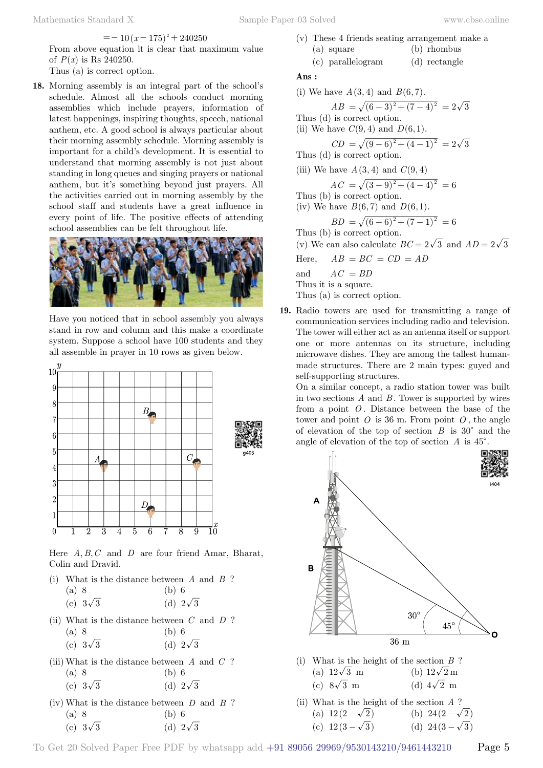$$= -10(x-175)^2 + 240250$$

From above equation it is clear that maximum value of $P(x)$ is Rs 240250.

Thus (a) is correct option.

**18.** Morning assembly is an integral part of the school's schedule. Almost all the schools conduct morning assemblies which include prayers, information of latest happenings, inspiring thoughts, speech, national anthem, etc. A good school is always particular about their morning assembly schedule. Morning assembly is important for a child's development. It is essential to understand that morning assembly is not just about standing in long queues and singing prayers or national anthem, but it's something beyond just prayers. All the activities carried out in morning assembly by the school staff and students have a great influence in every point of life. The positive effects of attending school assemblies can be felt throughout life.

Have you noticed that in school assembly you always stand in row and column and this make a coordinate system. Suppose a school have 100 students and they all assemble in prayer in 10 rows as given below.

Here $A, B, C$ and $D$ are four friend Amar, Bharat, Colin and Dravid.

(i) What is the distance between $A$ and $B$ ?
- (a) 8
- (b) 6
- (c) $3\sqrt{3}$
- (d) $2\sqrt{3}$

(ii) What is the distance between $C$ and $D$ ?
- (a) 8
- (b) 6
- (c) $3\sqrt{3}$
- (d) $2\sqrt{3}$

(iii) What is the distance between $A$ and $C$ ?
- (a) 8
- (b) 6
- (c) $3\sqrt{3}$
- (d) $2\sqrt{3}$

(iv) What is the distance between $D$ and $B$ ?
- (a) 8
- (b) 6
- (c) $3\sqrt{3}$
- (d) $2\sqrt{3}$

(v) These 4 friends seating arrangement make a
- (a) square
- (b) rhombus
- (c) parallelogram
- (d) rectangle

**Ans :**

(i) We have $A(3,4)$ and $B(6,7)$.

$$AB = \sqrt{(6-3)^2 + (7-4)^2} = 2\sqrt{3}$$

Thus (d) is correct option.

(ii) We have $C(9,4)$ and $D(6,1)$.

$$CD = \sqrt{(9-6)^2 + (4-1)^2} = 2\sqrt{3}$$

Thus (d) is correct option.

(iii) We have $A(3,4)$ and $C(9,4)$

$$AC = \sqrt{(3-9)^2 + (4-4)^2} = 6$$

Thus (b) is correct option.

(iv) We have $B(6,7)$ and $D(6,1)$.

$$BD = \sqrt{(6-6)^2 + (7-1)^2} = 6$$

Thus (b) is correct option.

(v) We can also calculate $BC = 2\sqrt{3}$ and $AD = 2\sqrt{3}$

Here, $AB = BC = CD = AD$

and $AC = BD$

Thus it is a square.

Thus (a) is correct option.

**19.** Radio towers are used for transmitting a range of communication services including radio and television. The tower will either act as an antenna itself or support one or more antennas on its structure, including microwave dishes. They are among the tallest human-made structures. There are 2 main types: guyed and self-supporting structures.

On a similar concept, a radio station tower was built in two sections $A$ and $B$. Tower is supported by wires from a point $O$. Distance between the base of the tower and point $O$ is 36 m. From point $O$, the angle of elevation of the top of section $B$ is $30^\circ$ and the angle of elevation of the top of section $A$ is $45^\circ$.

(i) What is the height of the section $B$ ?
- (a) $12\sqrt{3}$ m
- (b) $12\sqrt{2}$ m
- (c) $8\sqrt{3}$ m
- (d) $4\sqrt{2}$ m

(ii) What is the height of the section $A$ ?
- (a) $12(2-\sqrt{2})$
- (b) $24(2-\sqrt{2})$
- (c) $12(3-\sqrt{3})$
- (d) $24(3-\sqrt{3})$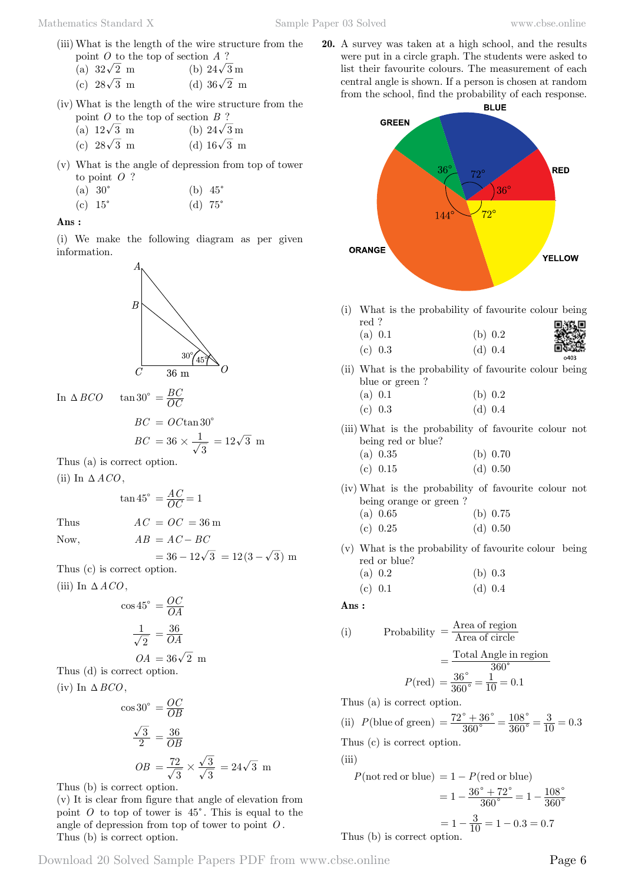(iii) What is the length of the wire structure from the point $O$ to the top of section $A$ ?

(a) $32\sqrt{2}$ m (b) $24\sqrt{3}$ m

(c) $28\sqrt{3}$ m (d) $36\sqrt{2}$ m

(iv) What is the length of the wire structure from the point $O$ to the top of section $B$ ?

(a) $12\sqrt{3}$ m (b) $24\sqrt{3}$ m

(c) $28\sqrt{3}$ m (d) $16\sqrt{3}$ m

(v) What is the angle of depression from top of tower to point $O$ ?

(a) $30^\circ$ (b) $45^\circ$

(c) $15^\circ$ (d) $75^\circ$

**Ans :**

(i) We make the following diagram as per given information.

In $\Delta BCO$

$$\tan 30^\circ = \frac{BC}{OC}$$

$$BC = OC\tan 30^\circ$$

$$BC = 36 \times \frac{1}{\sqrt{3}} = 12\sqrt{3} \text{ m}$$

Thus (a) is correct option.

(ii) In $\Delta ACO$,

$$\tan 45^\circ = \frac{AC}{OC} = 1$$

Thus $AC = OC = 36$ m

Now, $AB = AC - BC$

$$= 36 - 12\sqrt{3} = 12(3-\sqrt{3}) \text{ m}$$

Thus (c) is correct option.

(iii) In $\Delta ACO$,

$$\cos 45^\circ = \frac{OC}{OA}$$

$$\frac{1}{\sqrt{2}} = \frac{36}{OA}$$

$$OA = 36\sqrt{2} \text{ m}$$

Thus (d) is correct option.

(iv) In $\Delta BCO$,

$$\cos 30^\circ = \frac{OC}{OB}$$

$$\frac{\sqrt{3}}{2} = \frac{36}{OB}$$

$$OB = \frac{72}{\sqrt{3}} \times \frac{\sqrt{3}}{\sqrt{3}} = 24\sqrt{3} \text{ m}$$

Thus (b) is correct option.

(v) It is clear from figure that angle of elevation from point $O$ to top of tower is $45^\circ$. This is equal to the angle of depression from top of tower to point $O$.

Thus (b) is correct option.

**20.** A survey was taken at a high school, and the results were put in a circle graph. The students were asked to list their favourite colours. The measurement of each central angle is shown. If a person is chosen at random from the school, find the probability of each response.

(i) What is the probability of favourite colour being red ?

(a) 0.1 (b) 0.2

(c) 0.3 (d) 0.4

(ii) What is the probability of favourite colour being blue or green ?

(a) 0.1 (b) 0.2

(c) 0.3 (d) 0.4

(iii) What is the probability of favourite colour not being red or blue?

(a) 0.35 (b) 0.70

(c) 0.15 (d) 0.50

(iv) What is the probability of favourite colour not being orange or green ?

(a) 0.65 (b) 0.75

(c) 0.25 (d) 0.50

(v) What is the probability of favourite colour being red or blue?

(a) 0.2 (b) 0.3

(c) 0.1 (d) 0.4

**Ans :**

(i)

$$\text{Probability} = \frac{\text{Area of region}}{\text{Area of circle}}$$

$$= \frac{\text{Total Angle in region}}{360^\circ}$$

$$P(\text{red}) = \frac{36^\circ}{360^\circ} = \frac{1}{10} = 0.1$$

Thus (a) is correct option.

(ii) $P(\text{blue of green}) = \frac{72^\circ + 36^\circ}{360^\circ} = \frac{108^\circ}{360^\circ} = \frac{3}{10} = 0.3$

Thus (c) is correct option.

(iii)

$$P(\text{not red or blue}) = 1 - P(\text{red or blue})$$

$$= 1 - \frac{36^\circ + 72^\circ}{360^\circ} = 1 - \frac{108^\circ}{360^\circ}$$

$$= 1 - \frac{3}{10} = 1 - 0.3 = 0.7$$

Thus (b) is correct option.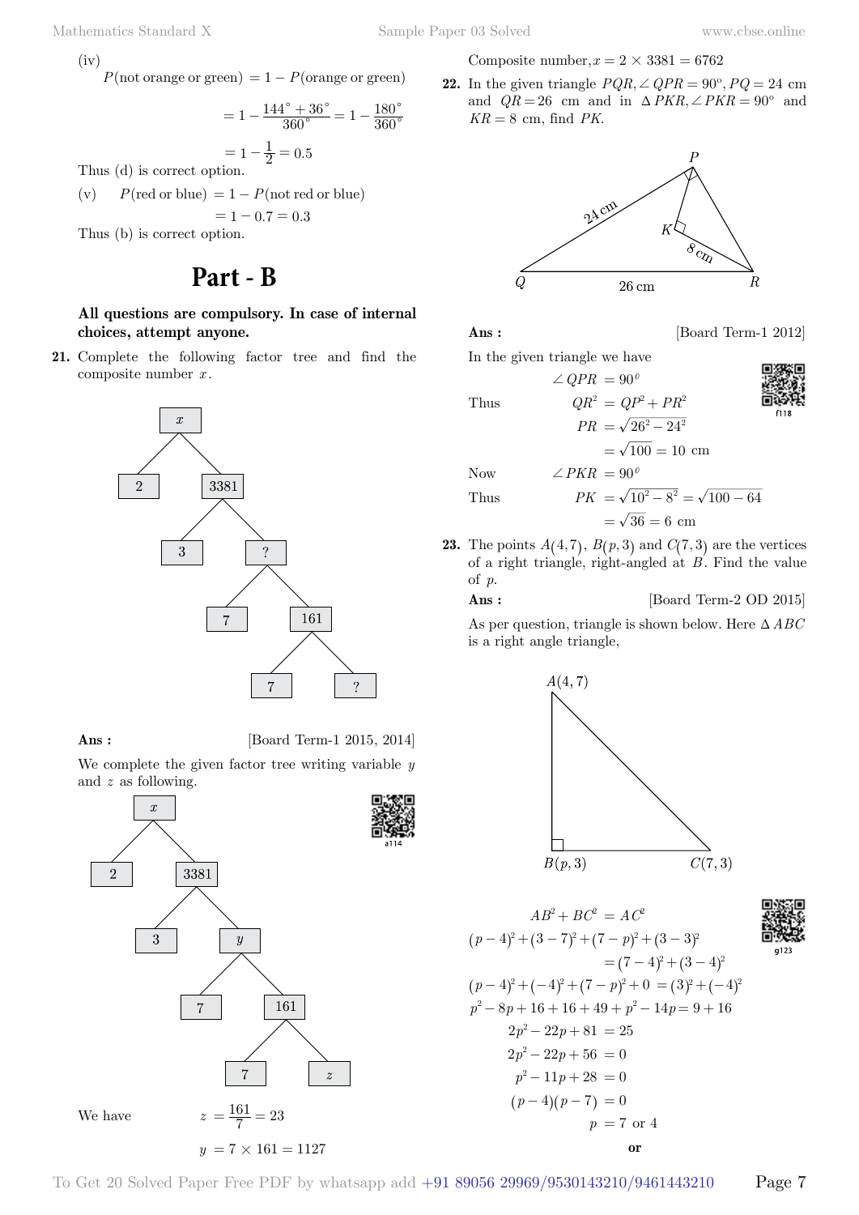(iv)

$$P(\text{not orange or green}) = 1 - P(\text{orange or green})$$

$$= 1 - \frac{144^\circ + 36^\circ}{360^\circ} = 1 - \frac{180^\circ}{360^\circ}$$

$$= 1 - \frac{1}{2} = 0.5$$

Thus (d) is correct option.

(v) $P(\text{red or blue}) = 1 - P(\text{not red or blue})$

$$= 1 - 0.7 = 0.3$$

Thus (b) is correct option.

# Part - B

**All questions are compulsory. In case of internal choices, attempt anyone.**

**21.** Complete the following factor tree and find the composite number $x$.

```
        x
       / \
      2   3381
          /  \
         3    ?
             / \
            7   161
                / \
               7   ?
```

**Ans :** [Board Term-1 2015, 2014]

We complete the given factor tree writing variable $y$ and $z$ as following.

```
        x
       / \
      2   3381
          /  \
         3    y
             / \
            7   161
                / \
               7   z
```

We have $\quad z = \frac{161}{7} = 23$

$$y = 7 \times 161 = 1127$$

Composite number, $x = 2 \times 3381 = 6762$

**22.** In the given triangle $PQR$, $\angle QPR = 90^\circ$, $PQ = 24$ cm and $QR = 26$ cm and in $\Delta PKR$, $\angle PKR = 90^\circ$ and $KR = 8$ cm, find $PK$.

**Ans :** [Board Term-1 2012]

In the given triangle we have

$$\angle QPR = 90^\circ$$

Thus $\quad QR^2 = QP^2 + PR^2$

$$PR = \sqrt{26^2 - 24^2}$$

$$= \sqrt{100} = 10 \text{ cm}$$

Now $\quad \angle PKR = 90^\circ$

Thus $\quad PK = \sqrt{10^2 - 8^2} = \sqrt{100 - 64}$

$$= \sqrt{36} = 6 \text{ cm}$$

**23.** The points $A(4, 7)$, $B(p, 3)$ and $C(7, 3)$ are the vertices of a right triangle, right-angled at $B$. Find the value of $p$.

**Ans :** [Board Term-2 OD 2015]

As per question, triangle is shown below. Here $\Delta ABC$ is a right angle triangle,

$$AB^2 + BC^2 = AC^2$$

$$(p-4)^2 + (3-7)^2 + (7-p)^2 + (3-3)^2 = (7-4)^2 + (3-4)^2$$

$$(p-4)^2 + (-4)^2 + (7-p)^2 + 0 = (3)^2 + (-4)^2$$

$$p^2 - 8p + 16 + 16 + 49 + p^2 - 14p = 9 + 16$$

$$2p^2 - 22p + 81 = 25$$

$$2p^2 - 22p + 56 = 0$$

$$p^2 - 11p + 28 = 0$$

$$(p-4)(p-7) = 0$$

$$p = 7 \text{ or } 4$$

**or**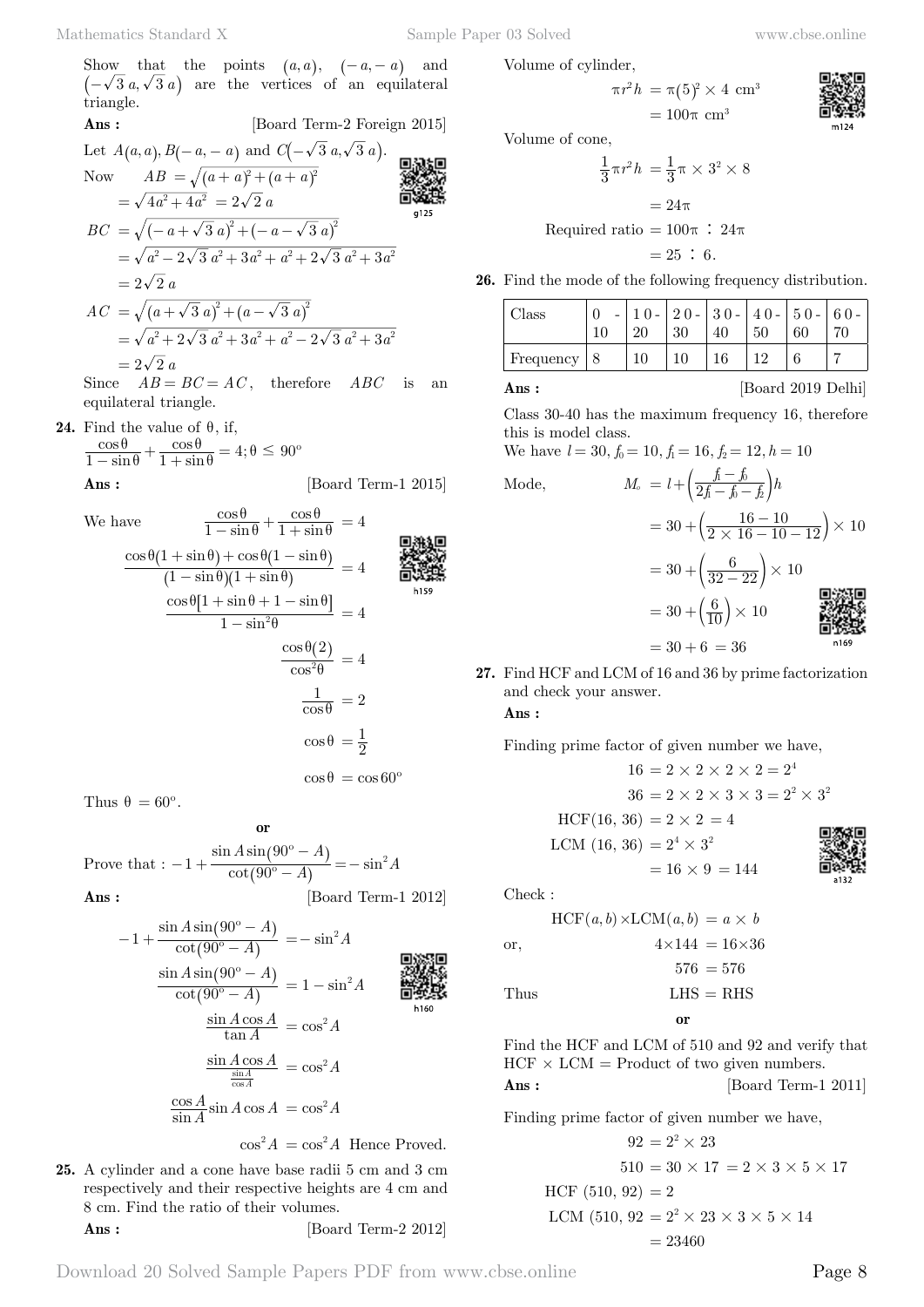Show that the points $(a, a)$, $(-a, -a)$ and $(-\sqrt{3}\,a, \sqrt{3}\,a)$ are the vertices of an equilateral triangle.

**Ans :** [Board Term-2 Foreign 2015]

Let $A(a, a), B(-a, -a)$ and $C(-\sqrt{3}\,a, \sqrt{3}\,a)$.

$$\text{Now} \quad AB = \sqrt{(a+a)^2 + (a+a)^2}$$
$$= \sqrt{4a^2 + 4a^2} = 2\sqrt{2}\,a$$
$$BC = \sqrt{(-a+\sqrt{3}\,a)^2 + (-a-\sqrt{3}\,a)^2}$$
$$= \sqrt{a^2 - 2\sqrt{3}\,a^2 + 3a^2 + a^2 + 2\sqrt{3}\,a^2 + 3a^2}$$
$$= 2\sqrt{2}\,a$$
$$AC = \sqrt{(a+\sqrt{3}\,a)^2 + (a-\sqrt{3}\,a)^2}$$
$$= \sqrt{a^2 + 2\sqrt{3}\,a^2 + 3a^2 + a^2 - 2\sqrt{3}\,a^2 + 3a^2}$$
$$= 2\sqrt{2}\,a$$

Since $AB = BC = AC$, therefore $ABC$ is an equilateral triangle.

**24.** Find the value of $\theta$, if,
$$\frac{\cos\theta}{1-\sin\theta} + \frac{\cos\theta}{1+\sin\theta} = 4; \theta \leq 90^\circ$$

**Ans :** [Board Term-1 2015]

We have
$$\frac{\cos\theta}{1-\sin\theta} + \frac{\cos\theta}{1+\sin\theta} = 4$$
$$\frac{\cos\theta(1+\sin\theta) + \cos\theta(1-\sin\theta)}{(1-\sin\theta)(1+\sin\theta)} = 4$$
$$\frac{\cos\theta[1+\sin\theta+1-\sin\theta]}{1-\sin^2\theta} = 4$$
$$\frac{\cos\theta(2)}{\cos^2\theta} = 4$$
$$\frac{1}{\cos\theta} = 2$$
$$\cos\theta = \frac{1}{2}$$
$$\cos\theta = \cos 60^\circ$$

Thus $\theta = 60^\circ$.

**or**

Prove that : $-1 + \dfrac{\sin A \sin(90^\circ - A)}{\cot(90^\circ - A)} = -\sin^2 A$

**Ans :** [Board Term-1 2012]

$$-1 + \frac{\sin A \sin(90^\circ - A)}{\cot(90^\circ - A)} = -\sin^2 A$$
$$\frac{\sin A \sin(90^\circ - A)}{\cot(90^\circ - A)} = 1 - \sin^2 A$$
$$\frac{\sin A \cos A}{\tan A} = \cos^2 A$$
$$\frac{\sin A \cos A}{\frac{\sin A}{\cos A}} = \cos^2 A$$
$$\frac{\cos A}{\sin A}\sin A \cos A = \cos^2 A$$
$$\cos^2 A = \cos^2 A \quad \text{Hence Proved.}$$

**25.** A cylinder and a cone have base radii 5 cm and 3 cm respectively and their respective heights are 4 cm and 8 cm. Find the ratio of their volumes.

**Ans :** [Board Term-2 2012]

Volume of cylinder,
$$\pi r^2 h = \pi(5)^2 \times 4 \text{ cm}^3$$
$$= 100\pi \text{ cm}^3$$

Volume of cone,
$$\frac{1}{3}\pi r^2 h = \frac{1}{3}\pi \times 3^2 \times 8$$
$$= 24\pi$$
$$\text{Required ratio} = 100\pi : 24\pi$$
$$= 25 : 6.$$

**26.** Find the mode of the following frequency distribution.

| Class | 0 - 10 | 10 - 20 | 20 - 30 | 30 - 40 | 40 - 50 | 50 - 60 | 60 - 70 |
|---|---|---|---|---|---|---|---|
| Frequency | 8 | 10 | 10 | 16 | 12 | 6 | 7 |

**Ans :** [Board 2019 Delhi]

Class 30-40 has the maximum frequency 16, therefore this is model class.

We have $l = 30, f_0 = 10, f_1 = 16, f_2 = 12, h = 10$

$$\text{Mode,} \quad M_o = l + \left(\frac{f_1 - f_0}{2f_1 - f_0 - f_2}\right)h$$
$$= 30 + \left(\frac{16-10}{2\times 16 - 10 - 12}\right) \times 10$$
$$= 30 + \left(\frac{6}{32-22}\right) \times 10$$
$$= 30 + \left(\frac{6}{10}\right) \times 10$$
$$= 30 + 6 = 36$$

**27.** Find HCF and LCM of 16 and 36 by prime factorization and check your answer.

**Ans :**

Finding prime factor of given number we have,
$$16 = 2 \times 2 \times 2 \times 2 = 2^4$$
$$36 = 2 \times 2 \times 3 \times 3 = 2^2 \times 3^2$$
$$\text{HCF}(16, 36) = 2 \times 2 = 4$$
$$\text{LCM}(16, 36) = 2^4 \times 3^2$$
$$= 16 \times 9 = 144$$

Check :
$$\text{HCF}(a,b) \times \text{LCM}(a,b) = a \times b$$
$$\text{or,} \quad 4 \times 144 = 16 \times 36$$
$$576 = 576$$
$$\text{Thus} \quad \text{LHS} = \text{RHS}$$

**or**

Find the HCF and LCM of 510 and 92 and verify that HCF $\times$ LCM = Product of two given numbers.

**Ans :** [Board Term-1 2011]

Finding prime factor of given number we have,
$$92 = 2^2 \times 23$$
$$510 = 30 \times 17 = 2 \times 3 \times 5 \times 17$$
$$\text{HCF}(510, 92) = 2$$
$$\text{LCM}(510, 92 = 2^2 \times 23 \times 3 \times 5 \times 14$$
$$= 23460$$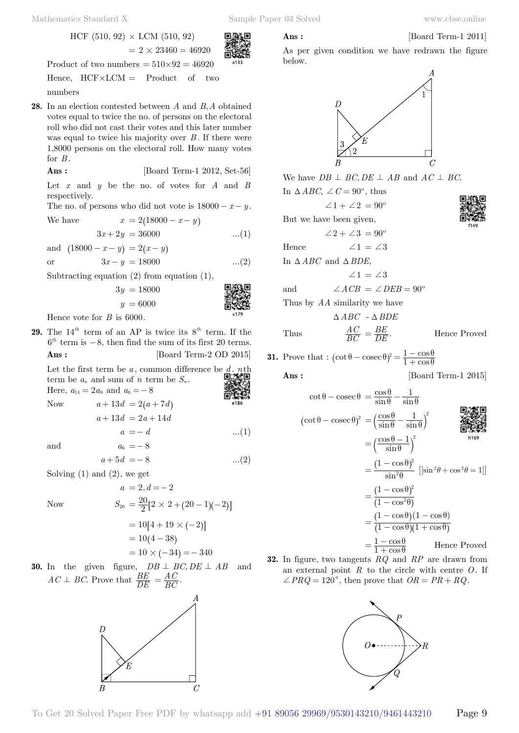$$\text{HCF }(510, 92) \times \text{LCM }(510, 92) = 2 \times 23460 = 46920$$

Product of two numbers $= 510 \times 92 = 46920$

Hence, HCF×LCM = Product of two numbers

**28.** In an election contested between $A$ and $B, A$ obtained votes equal to twice the no. of persons on the electoral roll who did not cast their votes and this later number was equal to twice his majority over $B$. If there were 1,8000 persons on the electoral roll. How many votes for $B$.

**Ans :** [Board Term-1 2012, Set-56]

Let $x$ and $y$ be the no. of votes for $A$ and $B$ respectively.

The no. of persons who did not vote is $18000 - x - y$.

We have
$$x = 2(18000 - x - y)$$
$$3x + 2y = 36000 \quad ...(1)$$

and
$$(18000 - x - y) = 2(x - y)$$

or
$$3x - y = 18000 \quad ...(2)$$

Subtracting equation (2) from equation (1),
$$3y = 18000$$
$$y = 6000$$

Hence vote for $B$ is 6000.

**29.** The $14^{th}$ term of an AP is twice its $8^{th}$ term. If the $6^{th}$ term is $-8$, then find the sum of its first 20 terms.

**Ans :** [Board Term-2 OD 2015]

Let the first term be $a$, common difference be $d$, $n$th term be $a_n$ and sum of $n$ term be $S_n$.

Here, $a_{14} = 2a_8$ and $a_6 = -8$

Now
$$a + 13d = 2(a + 7d)$$
$$a + 13d = 2a + 14d$$
$$a = -d \quad ...(1)$$

and
$$a_6 = -8$$
$$a + 5d = -8 \quad ...(2)$$

Solving (1) and (2), we get
$$a = 2, d = -2$$

Now
$$S_{20} = \frac{20}{2}[2 \times 2 + (20 - 1)(-2)]$$
$$= 10[4 + 19 \times (-2)]$$
$$= 10(4 - 38)$$
$$= 10 \times (-34) = -340$$

**30.** In the given figure, $DB \perp BC, DE \perp AB$ and $AC \perp BC$. Prove that $\frac{BE}{DE} = \frac{AC}{BC}$.

**Ans :** [Board Term-1 2011]

As per given condition we have redrawn the figure below.

We have $DB \perp BC, DE \perp AB$ and $AC \perp BC$.

In $\Delta ABC$, $\angle C = 90^o$, thus
$$\angle 1 + \angle 2 = 90^o$$

But we have been given,
$$\angle 2 + \angle 3 = 90^o$$

Hence
$$\angle 1 = \angle 3$$

In $\Delta ABC$ and $\Delta BDE$,
$$\angle 1 = \angle 3$$

and
$$\angle ACB = \angle DEB = 90^o$$

Thus by $AA$ similarity we have
$$\Delta ABC \sim \Delta BDE$$

Thus
$$\frac{AC}{BC} = \frac{BE}{DE}. \qquad \text{Hence Proved}$$

**31.** Prove that : $(\cot\theta - \text{cosec}\,\theta)^2 = \frac{1 - \cos\theta}{1 + \cos\theta}$

**Ans :** [Board Term-1 2015]

$$\cot\theta - \text{cosec}\,\theta = \frac{\cos\theta}{\sin\theta} - \frac{1}{\sin\theta}$$

$$(\cot\theta - \text{cosec}\,\theta)^2 = \left(\frac{\cos\theta}{\sin\theta} - \frac{1}{\sin\theta}\right)^2$$
$$= \left(\frac{\cos\theta - 1}{\sin\theta}\right)^2$$
$$= \frac{(1 - \cos\theta)^2}{\sin^2\theta} \quad [[\sin^2\theta + \cos^2\theta = 1]]$$
$$= \frac{(1 - \cos\theta)^2}{(1 - \cos^2\theta)}$$
$$= \frac{(1 - \cos\theta)(1 - \cos\theta)}{(1 - \cos\theta)(1 + \cos\theta)}$$
$$= \frac{1 - \cos\theta}{1 + \cos\theta} \qquad \text{Hence Proved}$$

**32.** In figure, two tangents $RQ$ and $RP$ are drawn from an external point $R$ to the circle with centre $O$. If $\angle PRQ = 120°$, then prove that $OR = PR + RQ$.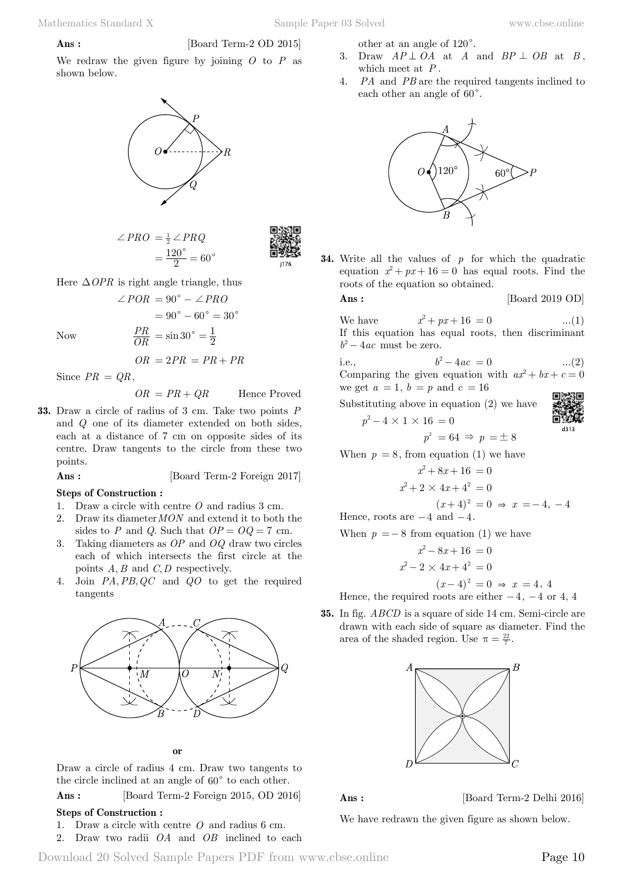**Ans :** [Board Term-2 OD 2015]

We redraw the given figure by joining $O$ to $P$ as shown below.

$$\angle PRO = \frac{1}{2}\angle PRQ$$

$$= \frac{120^\circ}{2} = 60^\circ$$

Here $\Delta OPR$ is right angle triangle, thus

$$\angle POR = 90^\circ - \angle PRO$$

$$= 90^\circ - 60^\circ = 30^\circ$$

Now $$\frac{PR}{OR} = \sin 30^\circ = \frac{1}{2}$$

$$OR = 2PR = PR + PR$$

Since $PR = QR$,

$$OR = PR + QR \qquad \text{Hence Proved}$$

**33.** Draw a circle of radius of 3 cm. Take two points $P$ and $Q$ one of its diameter extended on both sides, each at a distance of 7 cm on opposite sides of its centre. Draw tangents to the circle from these two points.

**Ans :** [Board Term-2 Foreign 2017]

**Steps of Construction :**

1. Draw a circle with centre $O$ and radius 3 cm.
2. Draw its diameter $MON$ and extend it to both the sides to $P$ and $Q$. Such that $OP = OQ = 7$ cm.
3. Taking diameters as $OP$ and $OQ$ draw two circles each of which intersects the first circle at the points $A, B$ and $C, D$ respectively.
4. Join $PA, PB, QC$ and $QO$ to get the required tangents

**or**

Draw a circle of radius 4 cm. Draw two tangents to the circle inclined at an angle of $60^\circ$ to each other.

**Ans :** [Board Term-2 Foreign 2015, OD 2016]

**Steps of Construction :**

1. Draw a circle with centre $O$ and radius 6 cm.
2. Draw two radii $OA$ and $OB$ inclined to each other at an angle of $120^\circ$.
3. Draw $AP \perp OA$ at $A$ and $BP \perp OB$ at $B$, which meet at $P$.
4. $PA$ and $PB$ are the required tangents inclined to each other an angle of $60^\circ$.

**34.** Write all the values of $p$ for which the quadratic equation $x^2 + px + 16 = 0$ has equal roots. Find the roots of the equation so obtained.

**Ans :** [Board 2019 OD]

We have $$x^2 + px + 16 = 0 \qquad ...(1)$$

If this equation has equal roots, then discriminant $b^2 - 4ac$ must be zero.

i.e., $$b^2 - 4ac = 0 \qquad ...(2)$$

Comparing the given equation with $ax^2 + bx + c = 0$ we get $a = 1$, $b = p$ and $c = 16$

Substituting above in equation (2) we have

$$p^2 - 4 \times 1 \times 16 = 0$$

$$p^2 = 64 \Rightarrow p = \pm 8$$

When $p = 8$, from equation (1) we have

$$x^2 + 8x + 16 = 0$$

$$x^2 + 2 \times 4x + 4^2 = 0$$

$$(x+4)^2 = 0 \Rightarrow x = -4, -4$$

Hence, roots are $-4$ and $-4$.

When $p = -8$ from equation (1) we have

$$x^2 - 8x + 16 = 0$$

$$x^2 - 2 \times 4x + 4^2 = 0$$

$$(x-4)^2 = 0 \Rightarrow x = 4, 4$$

Hence, the required roots are either $-4, -4$ or $4, 4$

**35.** In fig. $ABCD$ is a square of side 14 cm. Semi-circle are drawn with each side of square as diameter. Find the area of the shaded region. Use $\pi = \frac{22}{7}$.

**Ans :** [Board Term-2 Delhi 2016]

We have redrawn the given figure as shown below.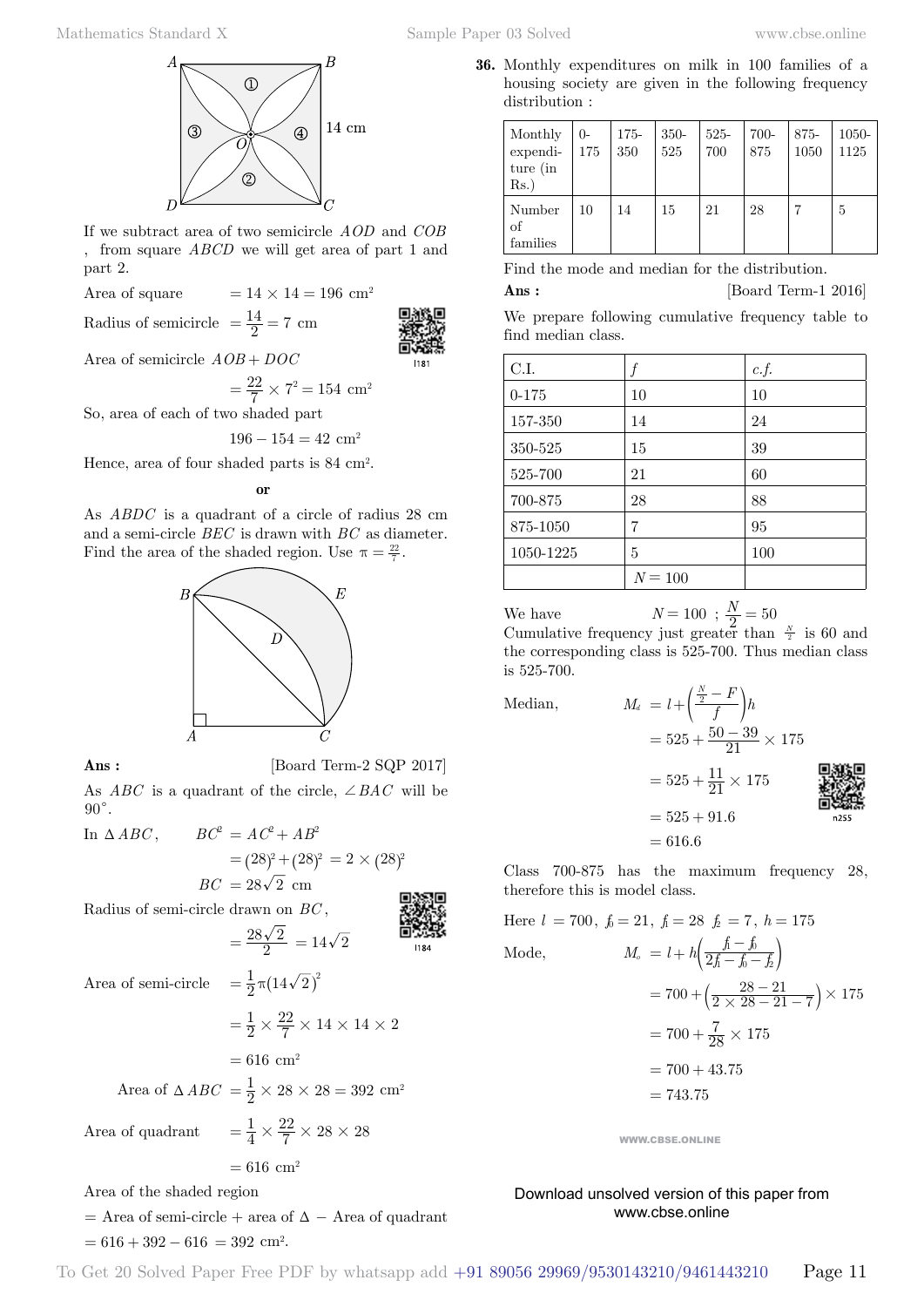If we subtract area of two semicircle $AOD$ and $COB$, from square $ABCD$ we will get area of part 1 and part 2.

Area of square $= 14 \times 14 = 196$ cm$^2$

Radius of semicircle $= \frac{14}{2} = 7$ cm

Area of semicircle $AOB + DOC$

$$= \frac{22}{7} \times 7^2 = 154 \text{ cm}^2$$

So, area of each of two shaded part

$$196 - 154 = 42 \text{ cm}^2$$

Hence, area of four shaded parts is 84 cm$^2$.

**or**

As $ABDC$ is a quadrant of a circle of radius 28 cm and a semi-circle $BEC$ is drawn with $BC$ as diameter. Find the area of the shaded region. Use $\pi = \frac{22}{7}$.

**Ans :** [Board Term-2 SQP 2017]

As $ABC$ is a quadrant of the circle, $\angle BAC$ will be $90^\circ$.

In $\Delta ABC$, $BC^2 = AC^2 + AB^2$

$$= (28)^2 + (28)^2 = 2 \times (28)^2$$

$$BC = 28\sqrt{2} \text{ cm}$$

Radius of semi-circle drawn on $BC$,

$$= \frac{28\sqrt{2}}{2} = 14\sqrt{2}$$

Area of semi-circle $= \frac{1}{2}\pi(14\sqrt{2})^2$

$$= \frac{1}{2} \times \frac{22}{7} \times 14 \times 14 \times 2$$

$$= 616 \text{ cm}^2$$

Area of $\Delta ABC = \frac{1}{2} \times 28 \times 28 = 392$ cm$^2$

Area of quadrant $= \frac{1}{4} \times \frac{22}{7} \times 28 \times 28$

$$= 616 \text{ cm}^2$$

Area of the shaded region

= Area of semi-circle + area of $\Delta$ − Area of quadrant

$= 616 + 392 - 616 = 392$ cm$^2$.

**36.** Monthly expenditures on milk in 100 families of a housing society are given in the following frequency distribution :

| Monthly expenditure (in Rs.) | 0-175 | 175-350 | 350-525 | 525-700 | 700-875 | 875-1050 | 1050-1125 |
|---|---|---|---|---|---|---|---|
| Number of families | 10 | 14 | 15 | 21 | 28 | 7 | 5 |

Find the mode and median for the distribution.

**Ans :** [Board Term-1 2016]

We prepare following cumulative frequency table to find median class.

| C.I. | $f$ | $c.f.$ |
|---|---|---|
| 0-175 | 10 | 10 |
| 157-350 | 14 | 24 |
| 350-525 | 15 | 39 |
| 525-700 | 21 | 60 |
| 700-875 | 28 | 88 |
| 875-1050 | 7 | 95 |
| 1050-1225 | 5 | 100 |
| | $N = 100$ | |

We have $N = 100$ ; $\frac{N}{2} = 50$

Cumulative frequency just greater than $\frac{N}{2}$ is 60 and the corresponding class is 525-700. Thus median class is 525-700.

Median,

$$M_d = l + \left(\frac{\frac{N}{2} - F}{f}\right)h$$

$$= 525 + \frac{50 - 39}{21} \times 175$$

$$= 525 + \frac{11}{21} \times 175$$

$$= 525 + 91.6$$

$$= 616.6$$

Class 700-875 has the maximum frequency 28, therefore this is model class.

Here $l = 700$, $f_0 = 21$, $f_1 = 28$ $f_2 = 7$, $h = 175$

Mode,

$$M_o = l + h\left(\frac{f_1 - f_0}{2f_1 - f_0 - f_2}\right)$$

$$= 700 + \left(\frac{28 - 21}{2 \times 28 - 21 - 7}\right) \times 175$$

$$= 700 + \frac{7}{28} \times 175$$

$$= 700 + 43.75$$

$$= 743.75$$

Download unsolved version of this paper from www.cbse.online